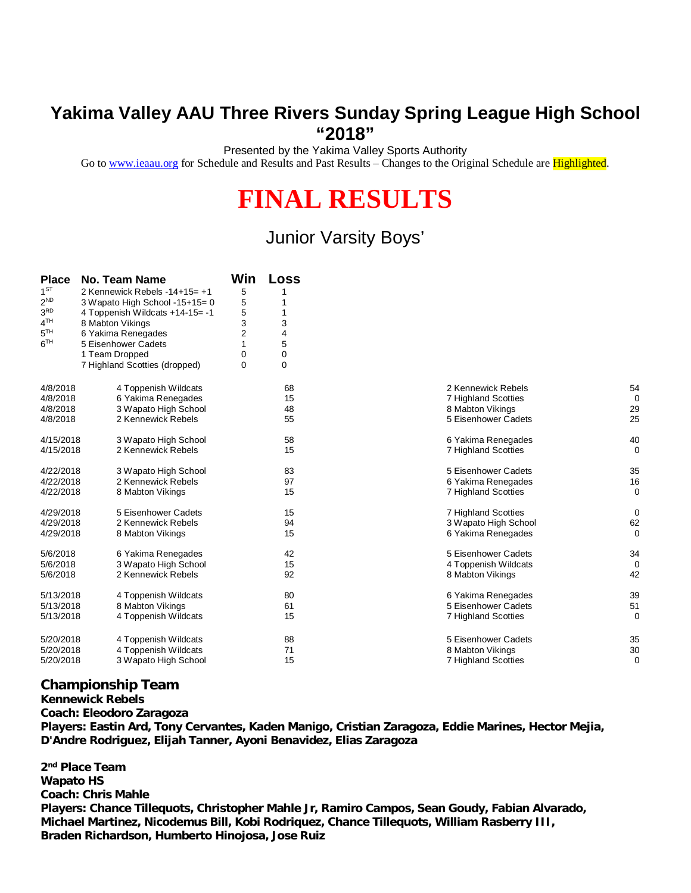# Yakima Valley AAU Three Rivers Sunday Spring League High School "2018"

Presented by the Yakima Valley Sports Authority

Go to www.ieaau.org for Schedule and Results and Past Results – Changes to the Original Schedule are Highlighted.

# FINAL RESULTS

## Junior Varsity Boys'

| Place | No. Team Name | Win | Loss |
|---|---|---|---|
| 1ST | 2 Kennewick Rebels -14+15= +1 | 5 | 1 |
| 2ND | 3 Wapato High School -15+15= 0 | 5 | 1 |
| 3RD | 4 Toppenish Wildcats +14-15= -1 | 5 | 1 |
| 4TH | 8 Mabton Vikings | 3 | 3 |
| 5TH | 6 Yakima Renegades | 2 | 4 |
| 6TH | 5 Eisenhower Cadets | 1 | 5 |
| | 1 Team Dropped | 0 | 0 |
| | 7 Highland Scotties (dropped) | 0 | 0 |

| Date | Team | Score | Team | Score |
|---|---|---|---|---|
| 4/8/2018 | 4 Toppenish Wildcats | 68 | 2 Kennewick Rebels | 54 |
| 4/8/2018 | 6 Yakima Renegades | 15 | 7 Highland Scotties | 0 |
| 4/8/2018 | 3 Wapato High School | 48 | 8 Mabton Vikings | 29 |
| 4/8/2018 | 2 Kennewick Rebels | 55 | 5 Eisenhower Cadets | 25 |
| 4/15/2018 | 3 Wapato High School | 58 | 6 Yakima Renegades | 40 |
| 4/15/2018 | 2 Kennewick Rebels | 15 | 7 Highland Scotties | 0 |
| 4/22/2018 | 3 Wapato High School | 83 | 5 Eisenhower Cadets | 35 |
| 4/22/2018 | 2 Kennewick Rebels | 97 | 6 Yakima Renegades | 16 |
| 4/22/2018 | 8 Mabton Vikings | 15 | 7 Highland Scotties | 0 |
| 4/29/2018 | 5 Eisenhower Cadets | 15 | 7 Highland Scotties | 0 |
| 4/29/2018 | 2 Kennewick Rebels | 94 | 3 Wapato High School | 62 |
| 4/29/2018 | 8 Mabton Vikings | 15 | 6 Yakima Renegades | 0 |
| 5/6/2018 | 6 Yakima Renegades | 42 | 5 Eisenhower Cadets | 34 |
| 5/6/2018 | 3 Wapato High School | 15 | 4 Toppenish Wildcats | 0 |
| 5/6/2018 | 2 Kennewick Rebels | 92 | 8 Mabton Vikings | 42 |
| 5/13/2018 | 4 Toppenish Wildcats | 80 | 6 Yakima Renegades | 39 |
| 5/13/2018 | 8 Mabton Vikings | 61 | 5 Eisenhower Cadets | 51 |
| 5/13/2018 | 4 Toppenish Wildcats | 15 | 7 Highland Scotties | 0 |
| 5/20/2018 | 4 Toppenish Wildcats | 88 | 5 Eisenhower Cadets | 35 |
| 5/20/2018 | 4 Toppenish Wildcats | 71 | 8 Mabton Vikings | 30 |
| 5/20/2018 | 3 Wapato High School | 15 | 7 Highland Scotties | 0 |

## Championship Team

**Kennewick Rebels**
**Coach: Eleodoro Zaragoza**
**Players: Eastin Ard, Tony Cervantes, Kaden Manigo, Cristian Zaragoza, Eddie Marines, Hector Mejia, D'Andre Rodriguez, Elijah Tanner, Ayoni Benavidez, Elias Zaragoza**

## 2nd Place Team

**Wapato HS**
**Coach: Chris Mahle**
**Players: Chance Tillequots, Christopher Mahle Jr, Ramiro Campos, Sean Goudy, Fabian Alvarado, Michael Martinez, Nicodemus Bill, Kobi Rodriquez, Chance Tillequots, William Rasberry III, Braden Richardson, Humberto Hinojosa, Jose Ruiz**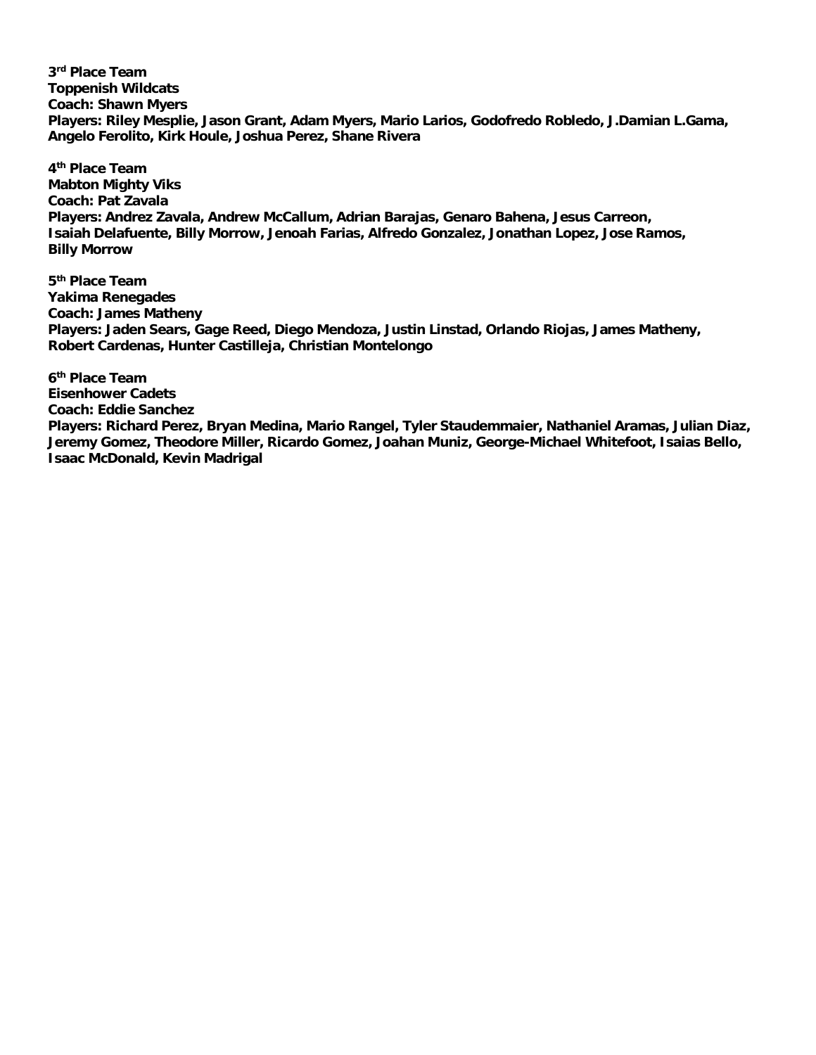**3rd Place Team**
**Toppenish Wildcats**
**Coach: Shawn Myers**
**Players: Riley Mesplie, Jason Grant, Adam Myers, Mario Larios, Godofredo Robledo, J.Damian L.Gama, Angelo Ferolito, Kirk Houle, Joshua Perez, Shane Rivera**

**4th Place Team**
**Mabton Mighty Viks**
**Coach: Pat Zavala**
**Players: Andrez Zavala, Andrew McCallum, Adrian Barajas, Genaro Bahena, Jesus Carreon, Isaiah Delafuente, Billy Morrow, Jenoah Farias, Alfredo Gonzalez, Jonathan Lopez, Jose Ramos, Billy Morrow**

**5th Place Team**
**Yakima Renegades**
**Coach: James Matheny**
**Players: Jaden Sears, Gage Reed, Diego Mendoza, Justin Linstad, Orlando Riojas, James Matheny, Robert Cardenas, Hunter Castilleja, Christian Montelongo**

**6th Place Team**
**Eisenhower Cadets**
**Coach: Eddie Sanchez**
**Players: Richard Perez, Bryan Medina, Mario Rangel, Tyler Staudemmaier, Nathaniel Aramas, Julian Diaz, Jeremy Gomez, Theodore Miller, Ricardo Gomez, Joahan Muniz, George-Michael Whitefoot, Isaias Bello, Isaac McDonald, Kevin Madrigal**